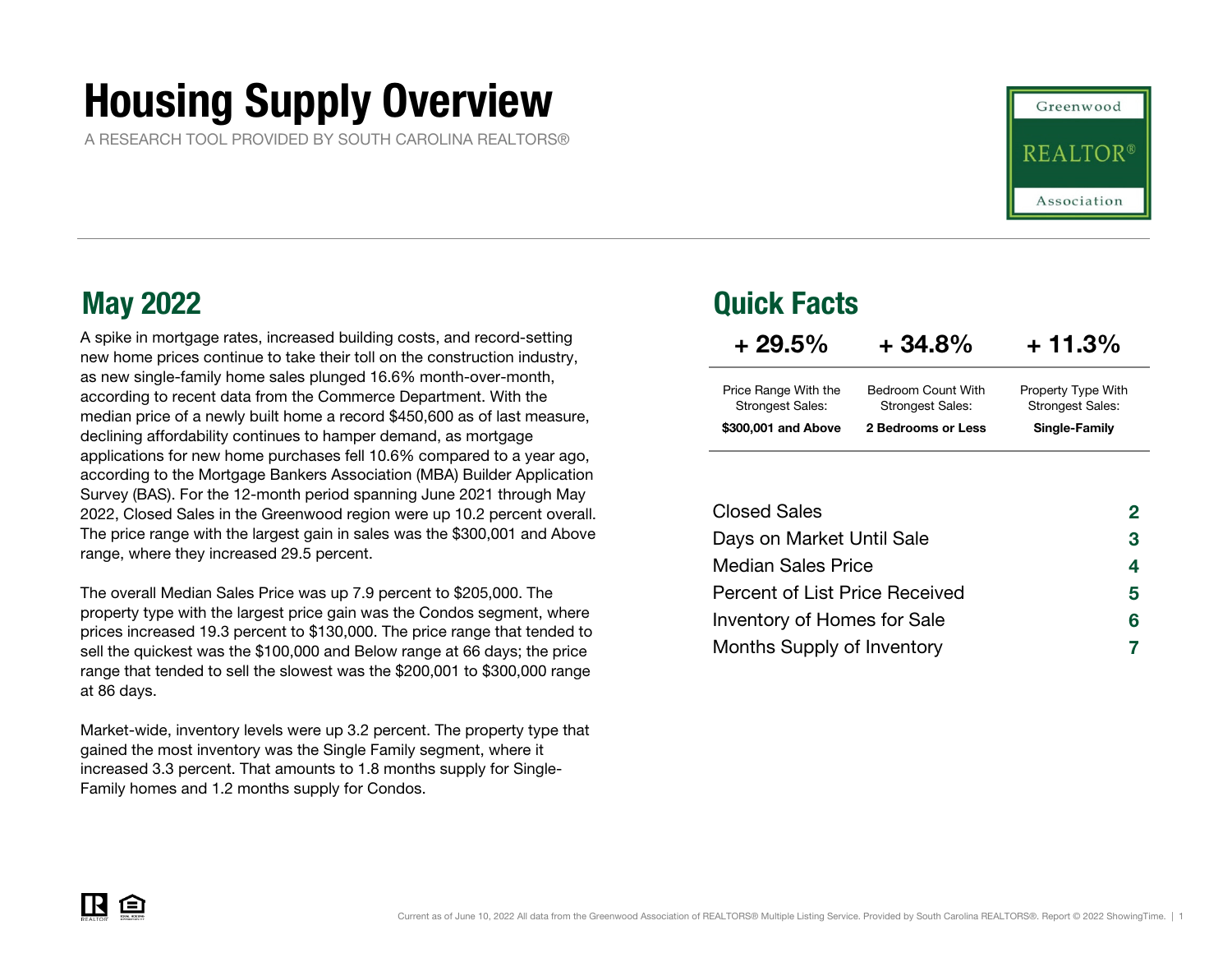# Housing Supply Overview

A RESEARCH TOOL PROVIDED BY SOUTH CAROLINA REALTORS®

Greenwood REALTOR® Association

## May 2022

A spike in mortgage rates, increased building costs, and record-setting new home prices continue to take their toll on the construction industry, as new single-family home sales plunged 16.6% month-over-month, according to recent data from the Commerce Department. With the median price of a newly built home a record $450,600 as of last measure, declining affordability continues to hamper demand, as mortgage applications for new home purchases fell 10.6% compared to a year ago, according to the Mortgage Bankers Association (MBA) Builder Application Survey (BAS). For the 12-month period spanning June 2021 through May 2022, Closed Sales in the Greenwood region were up 10.2 percent overall. The price range with the largest gain in sales was the $300,001 and Above range, where they increased 29.5 percent.

The overall Median Sales Price was up 7.9 percent to $205,000. The property type with the largest price gain was the Condos segment, where prices increased 19.3 percent to $130,000. The price range that tended to sell the quickest was the $100,000 and Below range at 66 days; the price range that tended to sell the slowest was the $200,001 to $300,000 range at 86 days.

Market-wide, inventory levels were up 3.2 percent. The property type that gained the most inventory was the Single Family segment, where it increased 3.3 percent. That amounts to 1.8 months supply for Single-Family homes and 1.2 months supply for Condos.

## Quick Facts

| + 29.5% | + 34.8% | + 11.3% |
|---|---|---|
| Price Range With the Strongest Sales: **$300,001 and Above** | Bedroom Count With Strongest Sales: **2 Bedrooms or Less** | Property Type With Strongest Sales: **Single-Family** |

| | |
|---|---|
| Closed Sales | 2 |
| Days on Market Until Sale | 3 |
| Median Sales Price | 4 |
| Percent of List Price Received | 5 |
| Inventory of Homes for Sale | 6 |
| Months Supply of Inventory | 7 |

Current as of June 10, 2022 All data from the Greenwood Association of REALTORS® Multiple Listing Service. Provided by South Carolina REALTORS®. Report © 2022 ShowingTime.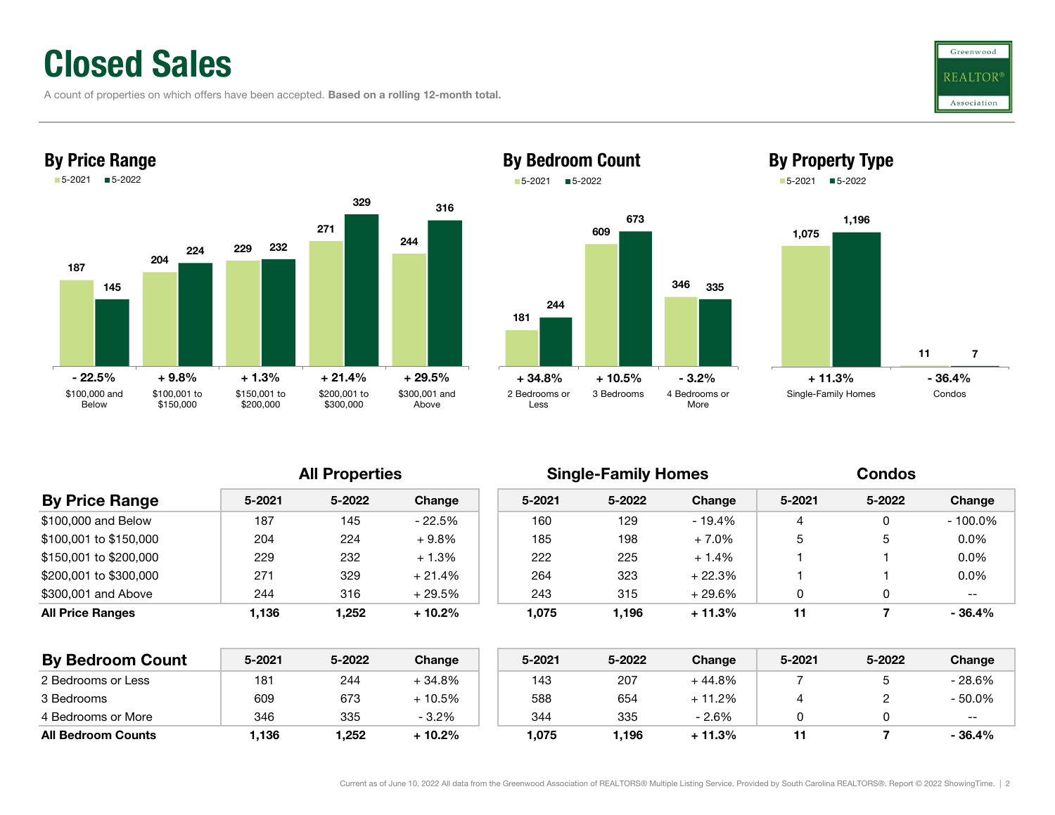# Closed Sales

A count of properties on which offers have been accepted. **Based on a rolling 12-month total.**

## By Price Range

| | 5-2021 | 5-2022 | Change |
|---|---|---|---|
| $100,000 and Below | 187 | 145 | - 22.5% |
| $100,001 to $150,000 | 204 | 224 | + 9.8% |
| $150,001 to $200,000 | 229 | 232 | + 1.3% |
| $200,001 to $300,000 | 271 | 329 | + 21.4% |
| $300,001 and Above | 244 | 316 | + 29.5% |

## By Bedroom Count

| | 5-2021 | 5-2022 | Change |
|---|---|---|---|
| 2 Bedrooms or Less | 181 | 244 | + 34.8% |
| 3 Bedrooms | 609 | 673 | + 10.5% |
| 4 Bedrooms or More | 346 | 335 | - 3.2% |

## By Property Type

| | 5-2021 | 5-2022 | Change |
|---|---|---|---|
| Single-Family Homes | 1,075 | 1,196 | + 11.3% |
| Condos | 11 | 7 | - 36.4% |

| | All Properties | | | Single-Family Homes | | | Condos | | |
|---|---|---|---|---|---|---|---|---|---|
| **By Price Range** | 5-2021 | 5-2022 | Change | 5-2021 | 5-2022 | Change | 5-2021 | 5-2022 | Change |
| $100,000 and Below | 187 | 145 | - 22.5% | 160 | 129 | - 19.4% | 4 | 0 | - 100.0% |
| $100,001 to $150,000 | 204 | 224 | + 9.8% | 185 | 198 | + 7.0% | 5 | 5 | 0.0% |
| $150,001 to $200,000 | 229 | 232 | + 1.3% | 222 | 225 | + 1.4% | 1 | 1 | 0.0% |
| $200,001 to $300,000 | 271 | 329 | + 21.4% | 264 | 323 | + 22.3% | 1 | 1 | 0.0% |
| $300,001 and Above | 244 | 316 | + 29.5% | 243 | 315 | + 29.6% | 0 | 0 | -- |
| **All Price Ranges** | **1,136** | **1,252** | **+ 10.2%** | **1,075** | **1,196** | **+ 11.3%** | **11** | **7** | **- 36.4%** |

| | All Properties | | | Single-Family Homes | | | Condos | | |
|---|---|---|---|---|---|---|---|---|---|
| **By Bedroom Count** | 5-2021 | 5-2022 | Change | 5-2021 | 5-2022 | Change | 5-2021 | 5-2022 | Change |
| 2 Bedrooms or Less | 181 | 244 | + 34.8% | 143 | 207 | + 44.8% | 7 | 5 | - 28.6% |
| 3 Bedrooms | 609 | 673 | + 10.5% | 588 | 654 | + 11.2% | 4 | 2 | - 50.0% |
| 4 Bedrooms or More | 346 | 335 | - 3.2% | 344 | 335 | - 2.6% | 0 | 0 | -- |
| **All Bedroom Counts** | **1,136** | **1,252** | **+ 10.2%** | **1,075** | **1,196** | **+ 11.3%** | **11** | **7** | **- 36.4%** |

Current as of June 10, 2022 All data from the Greenwood Association of REALTORS® Multiple Listing Service. Provided by South Carolina REALTORS®. Report © 2022 ShowingTime.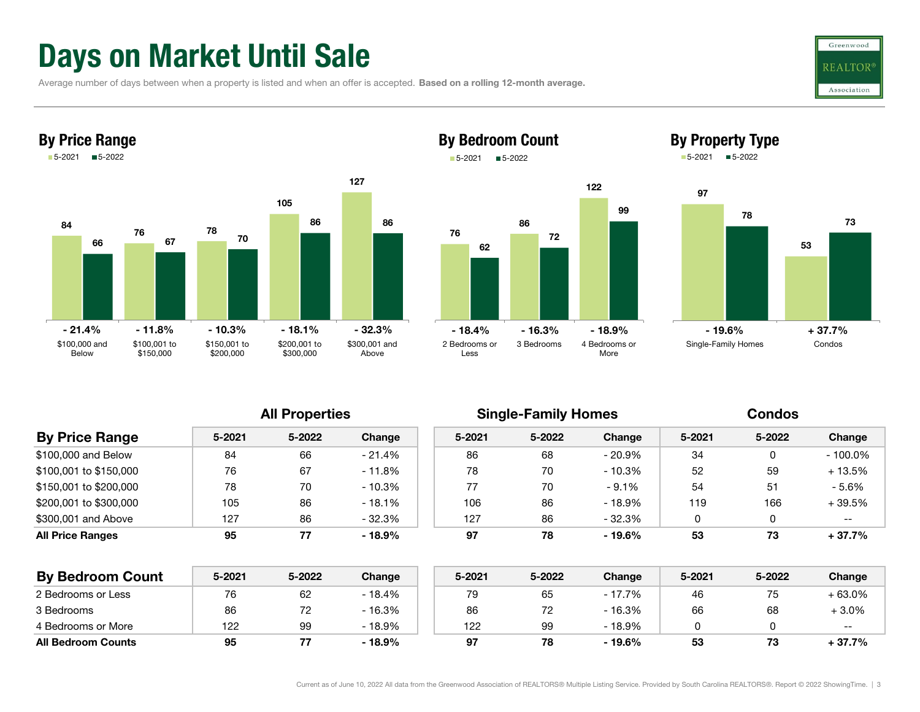# Days on Market Until Sale

Average number of days between when a property is listed and when an offer is accepted. **Based on a rolling 12-month average.**

## By Price Range

| | 5-2021 | 5-2022 | Change |
|---|---|---|---|
| $100,000 and Below | 84 | 66 | - 21.4% |
| $100,001 to $150,000 | 76 | 67 | - 11.8% |
| $150,001 to $200,000 | 78 | 70 | - 10.3% |
| $200,001 to $300,000 | 105 | 86 | - 18.1% |
| $300,001 and Above | 127 | 86 | - 32.3% |

## By Bedroom Count

| | 5-2021 | 5-2022 | Change |
|---|---|---|---|
| 2 Bedrooms or Less | 76 | 62 | - 18.4% |
| 3 Bedrooms | 86 | 72 | - 16.3% |
| 4 Bedrooms or More | 122 | 99 | - 18.9% |

## By Property Type

| | 5-2021 | 5-2022 | Change |
|---|---|---|---|
| Single-Family Homes | 97 | 78 | - 19.6% |
| Condos | 53 | 73 | + 37.7% |

| | All Properties | | | Single-Family Homes | | | Condos | | |
|---|---|---|---|---|---|---|---|---|---|
| **By Price Range** | 5-2021 | 5-2022 | Change | 5-2021 | 5-2022 | Change | 5-2021 | 5-2022 | Change |
| $100,000 and Below | 84 | 66 | - 21.4% | 86 | 68 | - 20.9% | 34 | 0 | - 100.0% |
| $100,001 to $150,000 | 76 | 67 | - 11.8% | 78 | 70 | - 10.3% | 52 | 59 | + 13.5% |
| $150,001 to $200,000 | 78 | 70 | - 10.3% | 77 | 70 | - 9.1% | 54 | 51 | - 5.6% |
| $200,001 to $300,000 | 105 | 86 | - 18.1% | 106 | 86 | - 18.9% | 119 | 166 | + 39.5% |
| $300,001 and Above | 127 | 86 | - 32.3% | 127 | 86 | - 32.3% | 0 | 0 | -- |
| **All Price Ranges** | **95** | **77** | **- 18.9%** | **97** | **78** | **- 19.6%** | **53** | **73** | **+ 37.7%** |

| | All Properties | | | Single-Family Homes | | | Condos | | |
|---|---|---|---|---|---|---|---|---|---|
| **By Bedroom Count** | 5-2021 | 5-2022 | Change | 5-2021 | 5-2022 | Change | 5-2021 | 5-2022 | Change |
| 2 Bedrooms or Less | 76 | 62 | - 18.4% | 79 | 65 | - 17.7% | 46 | 75 | + 63.0% |
| 3 Bedrooms | 86 | 72 | - 16.3% | 86 | 72 | - 16.3% | 66 | 68 | + 3.0% |
| 4 Bedrooms or More | 122 | 99 | - 18.9% | 122 | 99 | - 18.9% | 0 | 0 | -- |
| **All Bedroom Counts** | **95** | **77** | **- 18.9%** | **97** | **78** | **- 19.6%** | **53** | **73** | **+ 37.7%** |

Current as of June 10, 2022 All data from the Greenwood Association of REALTORS® Multiple Listing Service. Provided by South Carolina REALTORS®. Report © 2022 ShowingTime.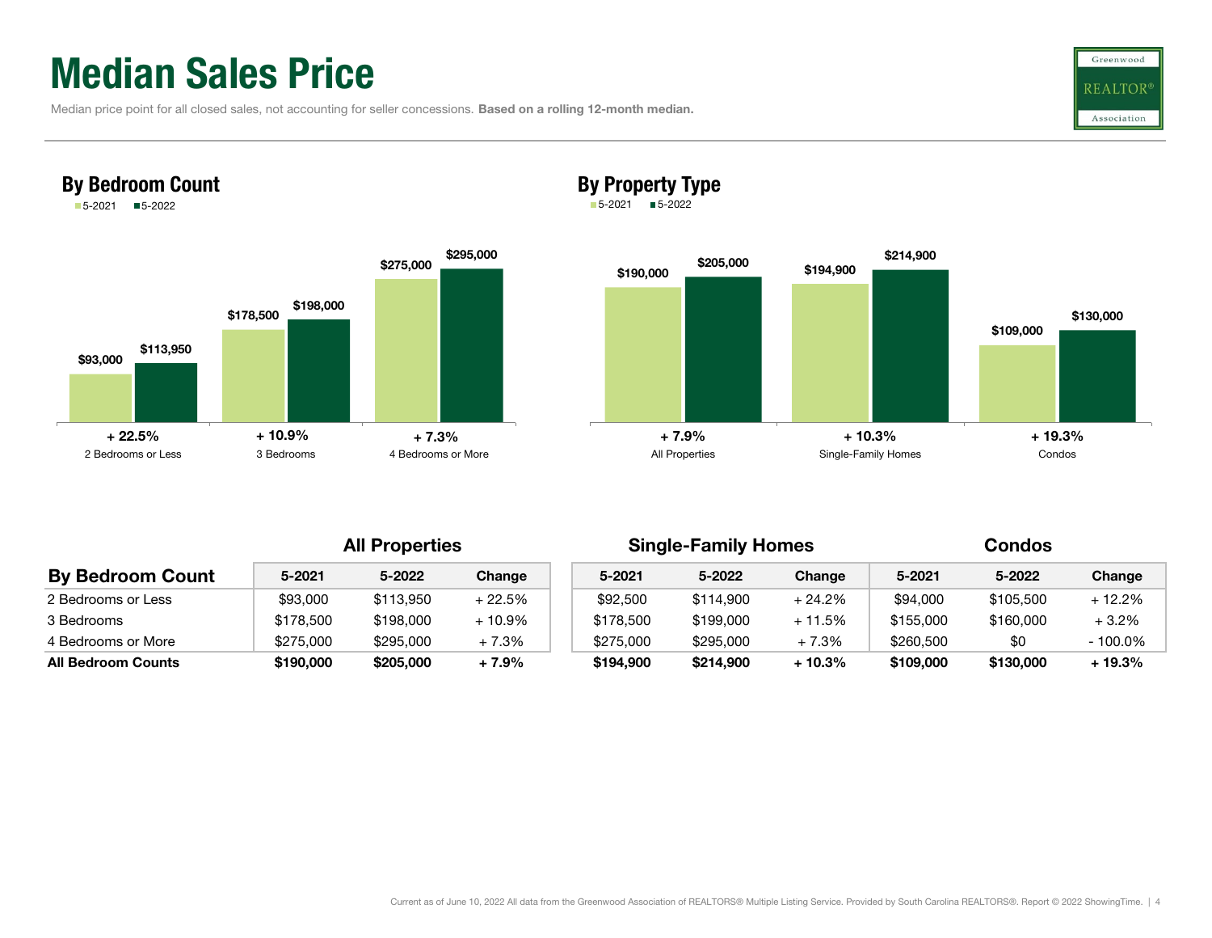# Median Sales Price

Median price point for all closed sales, not accounting for seller concessions. **Based on a rolling 12-month median.**

### By Bedroom Count

5-2021 | 5-2022

| | 5-2021 | 5-2022 | Change |
|---|---|---|---|
| 2 Bedrooms or Less | $93,000 | $113,950 | + 22.5% |
| 3 Bedrooms | $178,500 | $198,000 | + 10.9% |
| 4 Bedrooms or More | $275,000 | $295,000 | + 7.3% |

### By Property Type

5-2021 | 5-2022

| | 5-2021 | 5-2022 | Change |
|---|---|---|---|
| All Properties | $190,000 | $205,000 | + 7.9% |
| Single-Family Homes | $194,900 | $214,900 | + 10.3% |
| Condos | $109,000 | $130,000 | + 19.3% |

| | All Properties | | | Single-Family Homes | | | Condos | | |
|---|---|---|---|---|---|---|---|---|---|
| **By Bedroom Count** | 5-2021 | 5-2022 | Change | 5-2021 | 5-2022 | Change | 5-2021 | 5-2022 | Change |
| 2 Bedrooms or Less | $93,000 | $113,950 | + 22.5% | $92,500 | $114,900 | + 24.2% | $94,000 | $105,500 | + 12.2% |
| 3 Bedrooms | $178,500 | $198,000 | + 10.9% | $178,500 | $199,000 | + 11.5% | $155,000 | $160,000 | + 3.2% |
| 4 Bedrooms or More | $275,000 | $295,000 | + 7.3% | $275,000 | $295,000 | + 7.3% | $260,500 | $0 | - 100.0% |
| **All Bedroom Counts** | **$190,000** | **$205,000** | **+ 7.9%** | **$194,900** | **$214,900** | **+ 10.3%** | **$109,000** | **$130,000** | **+ 19.3%** |

Current as of June 10, 2022 All data from the Greenwood Association of REALTORS® Multiple Listing Service. Provided by South Carolina REALTORS®. Report © 2022 ShowingTime.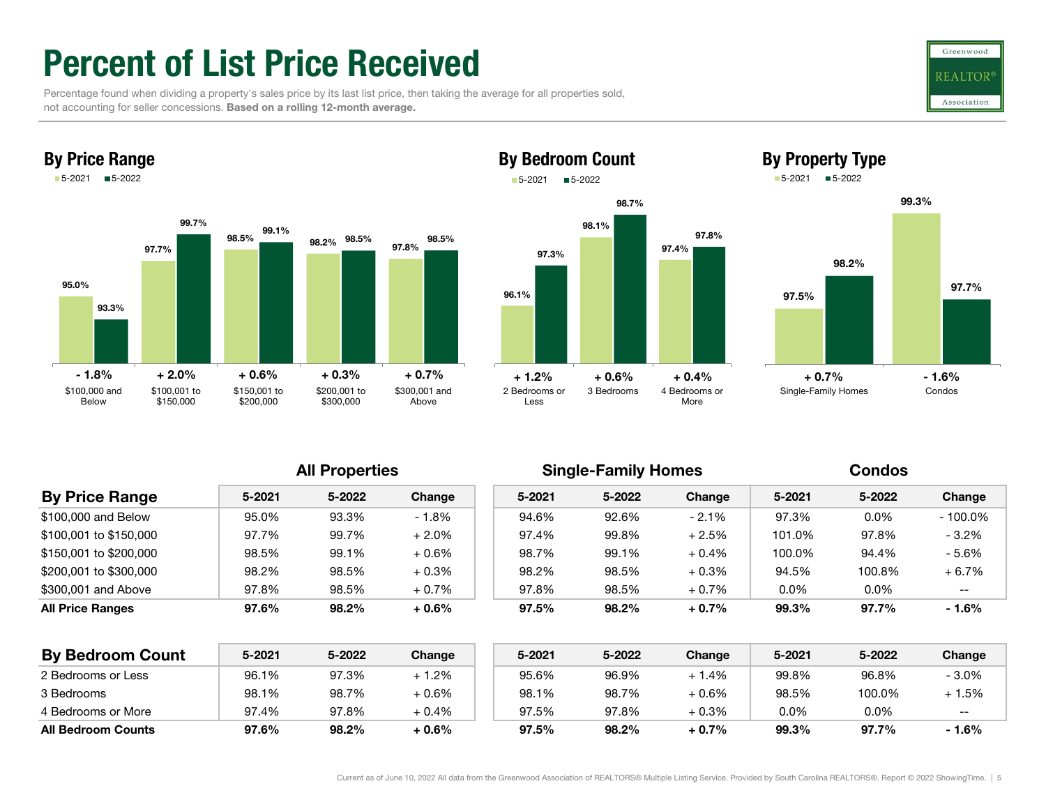# Percent of List Price Received

Percentage found when dividing a property's sales price by its last list price, then taking the average for all properties sold, not accounting for seller concessions. **Based on a rolling 12-month average.**

## By Price Range

| Price Range | 5-2021 | 5-2022 | Change |
|---|---|---|---|
| $100,000 and Below | 95.0% | 93.3% | - 1.8% |
| $100,001 to $150,000 | 97.7% | 99.7% | + 2.0% |
| $150,001 to $200,000 | 98.5% | 99.1% | + 0.6% |
| $200,001 to $300,000 | 98.2% | 98.5% | + 0.3% |
| $300,001 and Above | 97.8% | 98.5% | + 0.7% |

## By Bedroom Count

| Bedroom Count | 5-2021 | 5-2022 | Change |
|---|---|---|---|
| 2 Bedrooms or Less | 96.1% | 97.3% | + 1.2% |
| 3 Bedrooms | 98.1% | 98.7% | + 0.6% |
| 4 Bedrooms or More | 97.4% | 97.8% | + 0.4% |

## By Property Type

| Property Type | 5-2021 | 5-2022 | Change |
|---|---|---|---|
| Single-Family Homes | 97.5% | 98.2% | + 0.7% |
| Condos | 99.3% | 97.7% | - 1.6% |

| | All Properties | | | Single-Family Homes | | | Condos | | |
|---|---|---|---|---|---|---|---|---|---|
| **By Price Range** | 5-2021 | 5-2022 | Change | 5-2021 | 5-2022 | Change | 5-2021 | 5-2022 | Change |
| $100,000 and Below | 95.0% | 93.3% | - 1.8% | 94.6% | 92.6% | - 2.1% | 97.3% | 0.0% | - 100.0% |
| $100,001 to $150,000 | 97.7% | 99.7% | + 2.0% | 97.4% | 99.8% | + 2.5% | 101.0% | 97.8% | - 3.2% |
| $150,001 to $200,000 | 98.5% | 99.1% | + 0.6% | 98.7% | 99.1% | + 0.4% | 100.0% | 94.4% | - 5.6% |
| $200,001 to $300,000 | 98.2% | 98.5% | + 0.3% | 98.2% | 98.5% | + 0.3% | 94.5% | 100.8% | + 6.7% |
| $300,001 and Above | 97.8% | 98.5% | + 0.7% | 97.8% | 98.5% | + 0.7% | 0.0% | 0.0% | -- |
| **All Price Ranges** | **97.6%** | **98.2%** | **+ 0.6%** | **97.5%** | **98.2%** | **+ 0.7%** | **99.3%** | **97.7%** | **- 1.6%** |

| | All Properties | | | Single-Family Homes | | | Condos | | |
|---|---|---|---|---|---|---|---|---|---|
| **By Bedroom Count** | 5-2021 | 5-2022 | Change | 5-2021 | 5-2022 | Change | 5-2021 | 5-2022 | Change |
| 2 Bedrooms or Less | 96.1% | 97.3% | + 1.2% | 95.6% | 96.9% | + 1.4% | 99.8% | 96.8% | - 3.0% |
| 3 Bedrooms | 98.1% | 98.7% | + 0.6% | 98.1% | 98.7% | + 0.6% | 98.5% | 100.0% | + 1.5% |
| 4 Bedrooms or More | 97.4% | 97.8% | + 0.4% | 97.5% | 97.8% | + 0.3% | 0.0% | 0.0% | -- |
| **All Bedroom Counts** | **97.6%** | **98.2%** | **+ 0.6%** | **97.5%** | **98.2%** | **+ 0.7%** | **99.3%** | **97.7%** | **- 1.6%** |

Current as of June 10, 2022 All data from the Greenwood Association of REALTORS® Multiple Listing Service. Provided by South Carolina REALTORS®. Report © 2022 ShowingTime.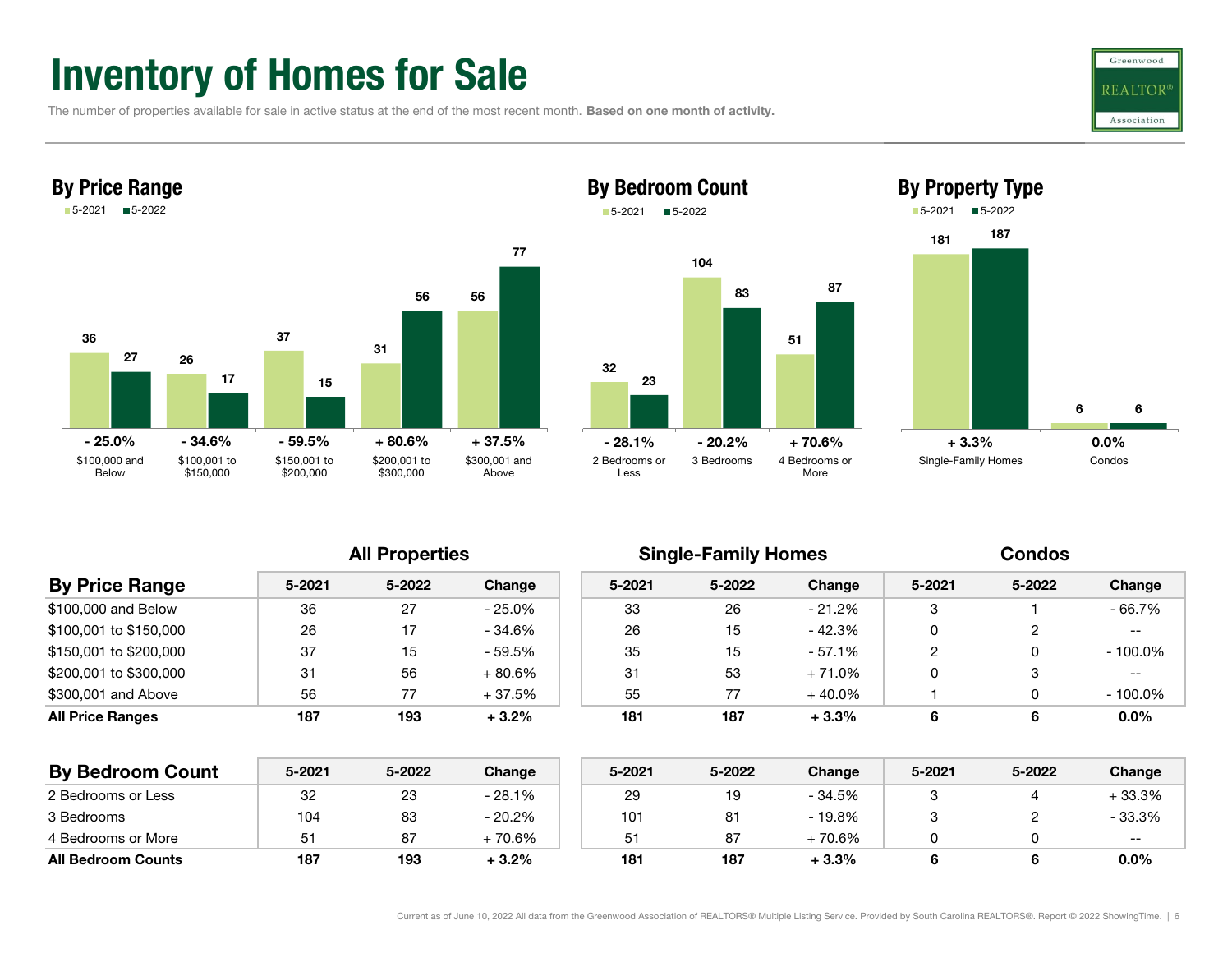# Inventory of Homes for Sale

The number of properties available for sale in active status at the end of the most recent month. **Based on one month of activity.**

## By Price Range

| Price Range | 5-2021 | 5-2022 | Change |
|---|---|---|---|
| $100,000 and Below | 36 | 27 | - 25.0% |
| $100,001 to $150,000 | 26 | 17 | - 34.6% |
| $150,001 to $200,000 | 37 | 15 | - 59.5% |
| $200,001 to $300,000 | 31 | 56 | + 80.6% |
| $300,001 and Above | 56 | 77 | + 37.5% |

## By Bedroom Count

| Bedroom Count | 5-2021 | 5-2022 | Change |
|---|---|---|---|
| 2 Bedrooms or Less | 32 | 23 | - 28.1% |
| 3 Bedrooms | 104 | 83 | - 20.2% |
| 4 Bedrooms or More | 51 | 87 | + 70.6% |

## By Property Type

| Property Type | 5-2021 | 5-2022 | Change |
|---|---|---|---|
| Single-Family Homes | 181 | 187 | + 3.3% |
| Condos | 6 | 6 | 0.0% |

| By Price Range | All Properties | | | Single-Family Homes | | | Condos | | |
|---|---|---|---|---|---|---|---|---|---|
| | 5-2021 | 5-2022 | Change | 5-2021 | 5-2022 | Change | 5-2021 | 5-2022 | Change |
| $100,000 and Below | 36 | 27 | - 25.0% | 33 | 26 | - 21.2% | 3 | 1 | - 66.7% |
| $100,001 to $150,000 | 26 | 17 | - 34.6% | 26 | 15 | - 42.3% | 0 | 2 | -- |
| $150,001 to $200,000 | 37 | 15 | - 59.5% | 35 | 15 | - 57.1% | 2 | 0 | - 100.0% |
| $200,001 to $300,000 | 31 | 56 | + 80.6% | 31 | 53 | + 71.0% | 0 | 3 | -- |
| $300,001 and Above | 56 | 77 | + 37.5% | 55 | 77 | + 40.0% | 1 | 0 | - 100.0% |
| **All Price Ranges** | **187** | **193** | **+ 3.2%** | **181** | **187** | **+ 3.3%** | **6** | **6** | **0.0%** |

| By Bedroom Count | All Properties | | | Single-Family Homes | | | Condos | | |
|---|---|---|---|---|---|---|---|---|---|
| | 5-2021 | 5-2022 | Change | 5-2021 | 5-2022 | Change | 5-2021 | 5-2022 | Change |
| 2 Bedrooms or Less | 32 | 23 | - 28.1% | 29 | 19 | - 34.5% | 3 | 4 | + 33.3% |
| 3 Bedrooms | 104 | 83 | - 20.2% | 101 | 81 | - 19.8% | 3 | 2 | - 33.3% |
| 4 Bedrooms or More | 51 | 87 | + 70.6% | 51 | 87 | + 70.6% | 0 | 0 | -- |
| **All Bedroom Counts** | **187** | **193** | **+ 3.2%** | **181** | **187** | **+ 3.3%** | **6** | **6** | **0.0%** |

Current as of June 10, 2022 All data from the Greenwood Association of REALTORS® Multiple Listing Service. Provided by South Carolina REALTORS®. Report © 2022 ShowingTime.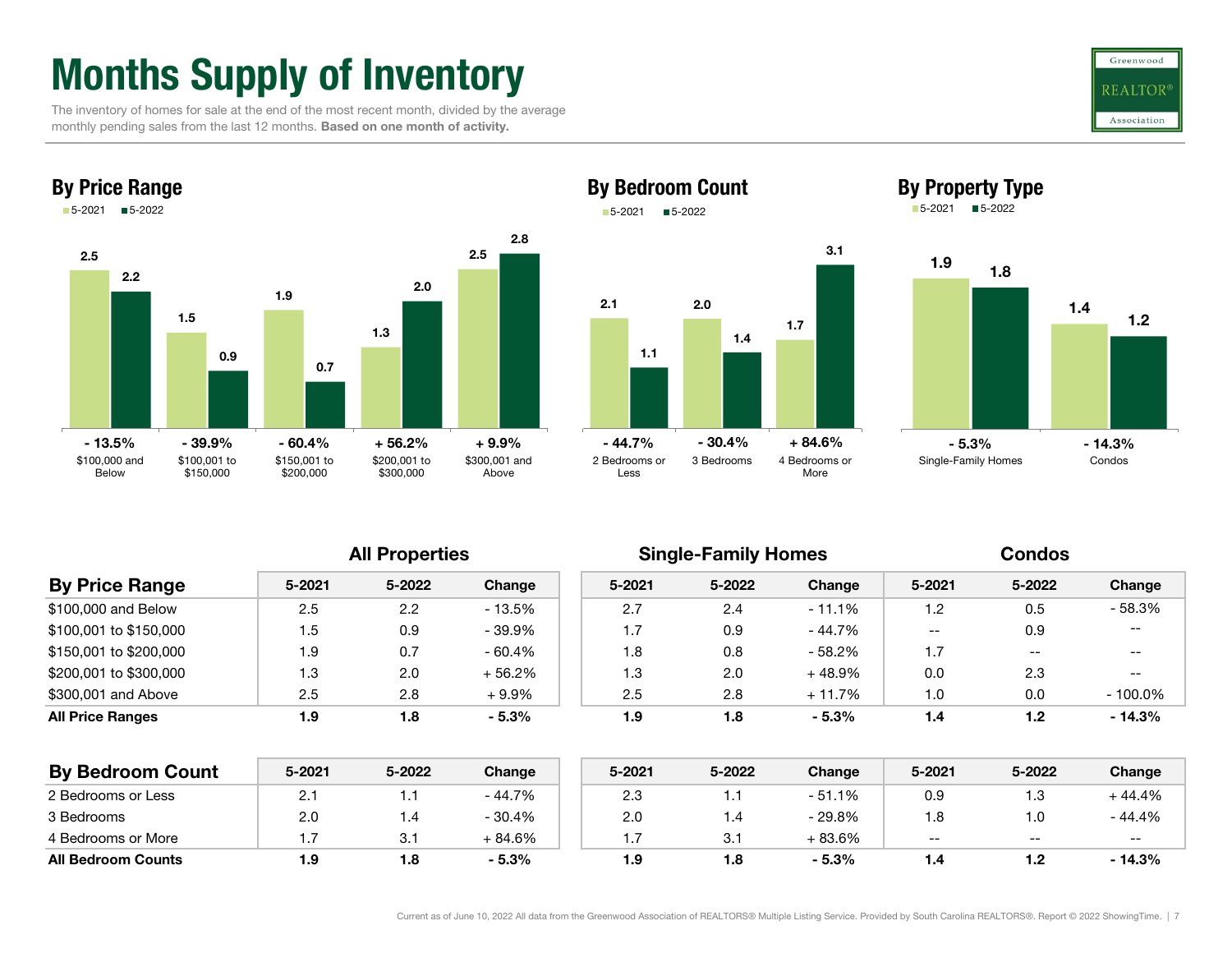# Months Supply of Inventory

The inventory of homes for sale at the end of the most recent month, divided by the average monthly pending sales from the last 12 months. **Based on one month of activity.**

Greenwood REALTOR® Association

## By Price Range

5-2021 5-2022

2.5 2.2
- 13.5%
$100,000 and Below

1.5 0.9
- 39.9%
$100,001 to $150,000

1.9 0.7
- 60.4%
$150,001 to $200,000

1.3 2.0
+ 56.2%
$200,001 to $300,000

2.5 2.8
+ 9.9%
$300,001 and Above

## By Bedroom Count

5-2021 5-2022

2.1 1.1
- 44.7%
2 Bedrooms or Less

2.0 1.4
- 30.4%
3 Bedrooms

1.7 3.1
+ 84.6%
4 Bedrooms or More

## By Property Type

5-2021 5-2022

1.9 1.8
- 5.3%
Single-Family Homes

1.4 1.2
- 14.3%
Condos

| | All Properties | | | Single-Family Homes | | | Condos | | |
|---|---|---|---|---|---|---|---|---|---|
| **By Price Range** | 5-2021 | 5-2022 | Change | 5-2021 | 5-2022 | Change | 5-2021 | 5-2022 | Change |
| $100,000 and Below | 2.5 | 2.2 | - 13.5% | 2.7 | 2.4 | - 11.1% | 1.2 | 0.5 | - 58.3% |
| $100,001 to $150,000 | 1.5 | 0.9 | - 39.9% | 1.7 | 0.9 | - 44.7% | -- | 0.9 | -- |
| $150,001 to $200,000 | 1.9 | 0.7 | - 60.4% | 1.8 | 0.8 | - 58.2% | 1.7 | -- | -- |
| $200,001 to $300,000 | 1.3 | 2.0 | + 56.2% | 1.3 | 2.0 | + 48.9% | 0.0 | 2.3 | -- |
| $300,001 and Above | 2.5 | 2.8 | + 9.9% | 2.5 | 2.8 | + 11.7% | 1.0 | 0.0 | - 100.0% |
| **All Price Ranges** | **1.9** | **1.8** | **- 5.3%** | **1.9** | **1.8** | **- 5.3%** | **1.4** | **1.2** | **- 14.3%** |

| **By Bedroom Count** | 5-2021 | 5-2022 | Change | 5-2021 | 5-2022 | Change | 5-2021 | 5-2022 | Change |
|---|---|---|---|---|---|---|---|---|---|
| 2 Bedrooms or Less | 2.1 | 1.1 | - 44.7% | 2.3 | 1.1 | - 51.1% | 0.9 | 1.3 | + 44.4% |
| 3 Bedrooms | 2.0 | 1.4 | - 30.4% | 2.0 | 1.4 | - 29.8% | 1.8 | 1.0 | - 44.4% |
| 4 Bedrooms or More | 1.7 | 3.1 | + 84.6% | 1.7 | 3.1 | + 83.6% | -- | -- | -- |
| **All Bedroom Counts** | **1.9** | **1.8** | **- 5.3%** | **1.9** | **1.8** | **- 5.3%** | **1.4** | **1.2** | **- 14.3%** |

Current as of June 10, 2022 All data from the Greenwood Association of REALTORS® Multiple Listing Service. Provided by South Carolina REALTORS®. Report © 2022 ShowingTime.